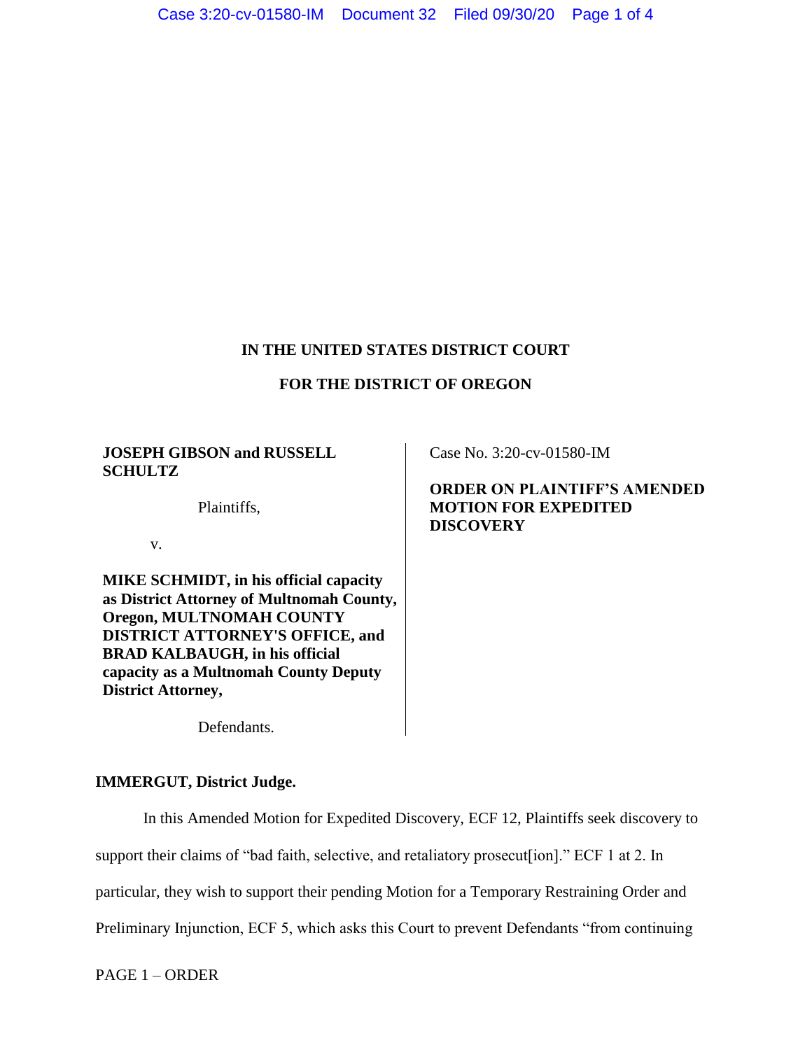# IN THE UNITED STATES DISTRICT COURT

# FOR THE DISTRICT OF OREGON

**JOSEPH GIBSON and RUSSELL SCHULTZ**

Plaintiffs,

v.

**MIKE SCHMIDT, in his official capacity as District Attorney of Multnomah County, Oregon, MULTNOMAH COUNTY DISTRICT ATTORNEY'S OFFICE, and BRAD KALBAUGH, in his official capacity as a Multnomah County Deputy District Attorney,**

Defendants.

Case No. 3:20-cv-01580-IM

**ORDER ON PLAINTIFF'S AMENDED MOTION FOR EXPEDITED DISCOVERY**

**IMMERGUT, District Judge.**

In this Amended Motion for Expedited Discovery, ECF 12, Plaintiffs seek discovery to support their claims of "bad faith, selective, and retaliatory prosecut[ion]." ECF 1 at 2. In particular, they wish to support their pending Motion for a Temporary Restraining Order and Preliminary Injunction, ECF 5, which asks this Court to prevent Defendants "from continuing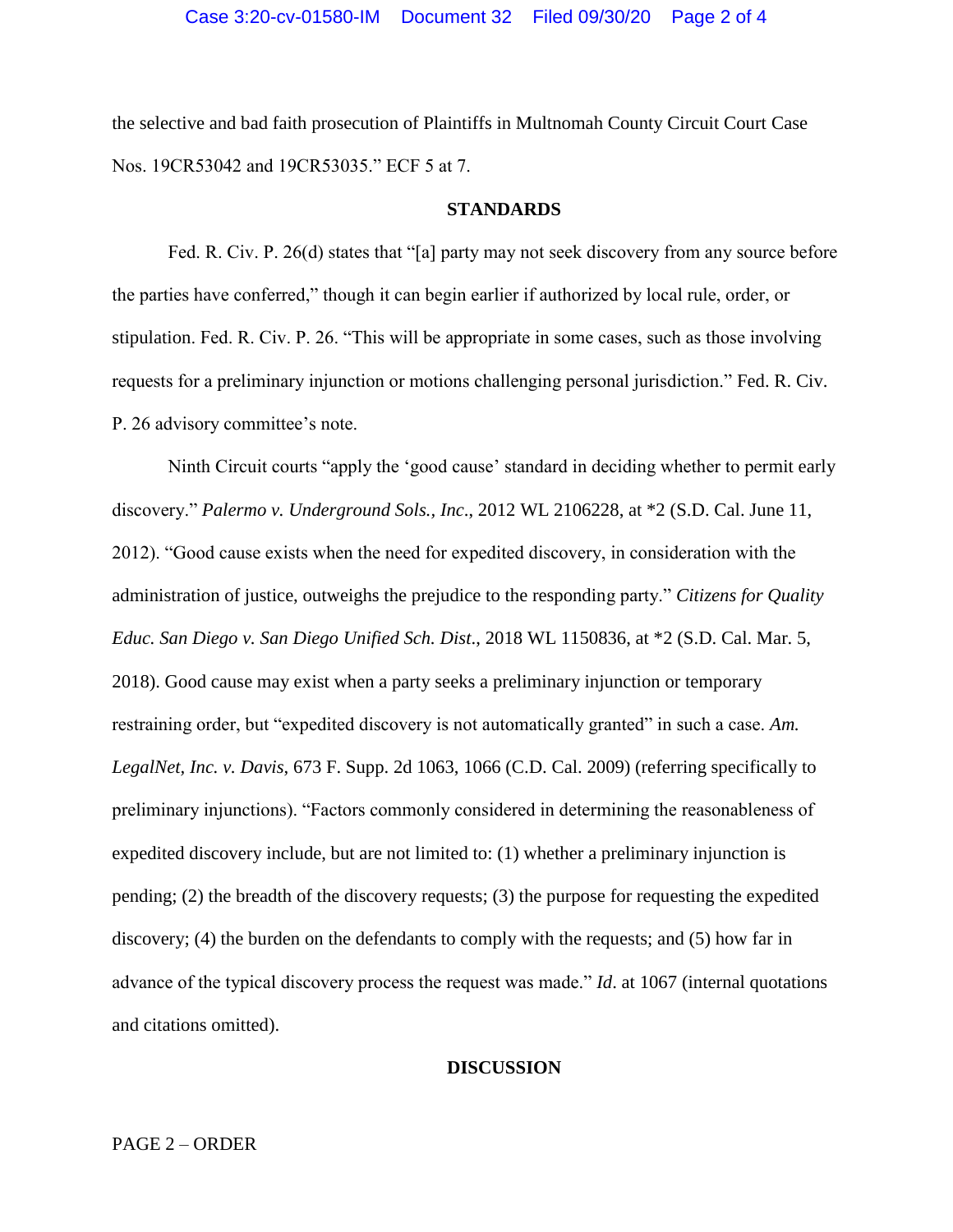the selective and bad faith prosecution of Plaintiffs in Multnomah County Circuit Court Case Nos. 19CR53042 and 19CR53035." ECF 5 at 7.

## STANDARDS

Fed. R. Civ. P. 26(d) states that "[a] party may not seek discovery from any source before the parties have conferred," though it can begin earlier if authorized by local rule, order, or stipulation. Fed. R. Civ. P. 26. "This will be appropriate in some cases, such as those involving requests for a preliminary injunction or motions challenging personal jurisdiction." Fed. R. Civ. P. 26 advisory committee's note.

Ninth Circuit courts "apply the 'good cause' standard in deciding whether to permit early discovery." *Palermo v. Underground Sols., Inc*., 2012 WL 2106228, at *2 (S.D. Cal. June 11, 2012). "Good cause exists when the need for expedited discovery, in consideration with the administration of justice, outweighs the prejudice to the responding party." *Citizens for Quality Educ. San Diego v. San Diego Unified Sch. Dist*., 2018 WL 1150836, at *2 (S.D. Cal. Mar. 5, 2018). Good cause may exist when a party seeks a preliminary injunction or temporary restraining order, but "expedited discovery is not automatically granted" in such a case. *Am. LegalNet, Inc. v. Davis*, 673 F. Supp. 2d 1063, 1066 (C.D. Cal. 2009) (referring specifically to preliminary injunctions). "Factors commonly considered in determining the reasonableness of expedited discovery include, but are not limited to: (1) whether a preliminary injunction is pending; (2) the breadth of the discovery requests; (3) the purpose for requesting the expedited discovery; (4) the burden on the defendants to comply with the requests; and (5) how far in advance of the typical discovery process the request was made." *Id*. at 1067 (internal quotations and citations omitted).

## DISCUSSION

PAGE 2 – ORDER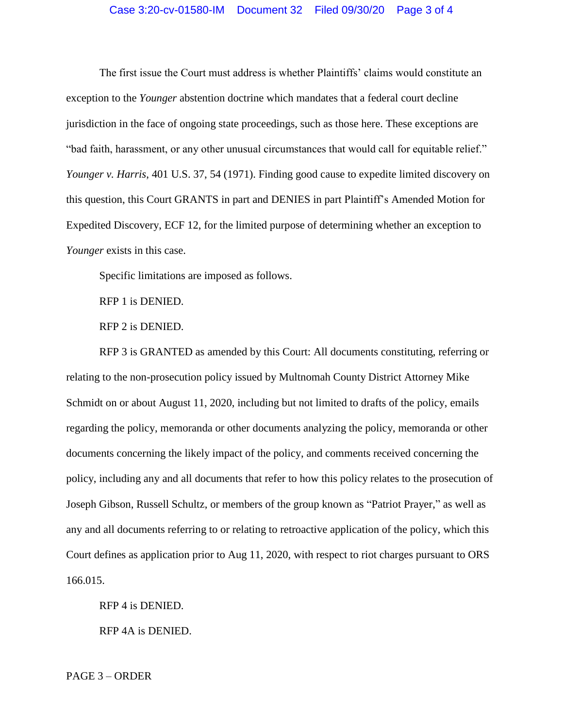The first issue the Court must address is whether Plaintiffs' claims would constitute an exception to the *Younger* abstention doctrine which mandates that a federal court decline jurisdiction in the face of ongoing state proceedings, such as those here. These exceptions are "bad faith, harassment, or any other unusual circumstances that would call for equitable relief." *Younger v. Harris*, 401 U.S. 37, 54 (1971). Finding good cause to expedite limited discovery on this question, this Court GRANTS in part and DENIES in part Plaintiff's Amended Motion for Expedited Discovery, ECF 12, for the limited purpose of determining whether an exception to *Younger* exists in this case.

Specific limitations are imposed as follows.

RFP 1 is DENIED.

RFP 2 is DENIED.

RFP 3 is GRANTED as amended by this Court: All documents constituting, referring or relating to the non-prosecution policy issued by Multnomah County District Attorney Mike Schmidt on or about August 11, 2020, including but not limited to drafts of the policy, emails regarding the policy, memoranda or other documents analyzing the policy, memoranda or other documents concerning the likely impact of the policy, and comments received concerning the policy, including any and all documents that refer to how this policy relates to the prosecution of Joseph Gibson, Russell Schultz, or members of the group known as "Patriot Prayer," as well as any and all documents referring to or relating to retroactive application of the policy, which this Court defines as application prior to Aug 11, 2020, with respect to riot charges pursuant to ORS 166.015.

RFP 4 is DENIED.

RFP 4A is DENIED.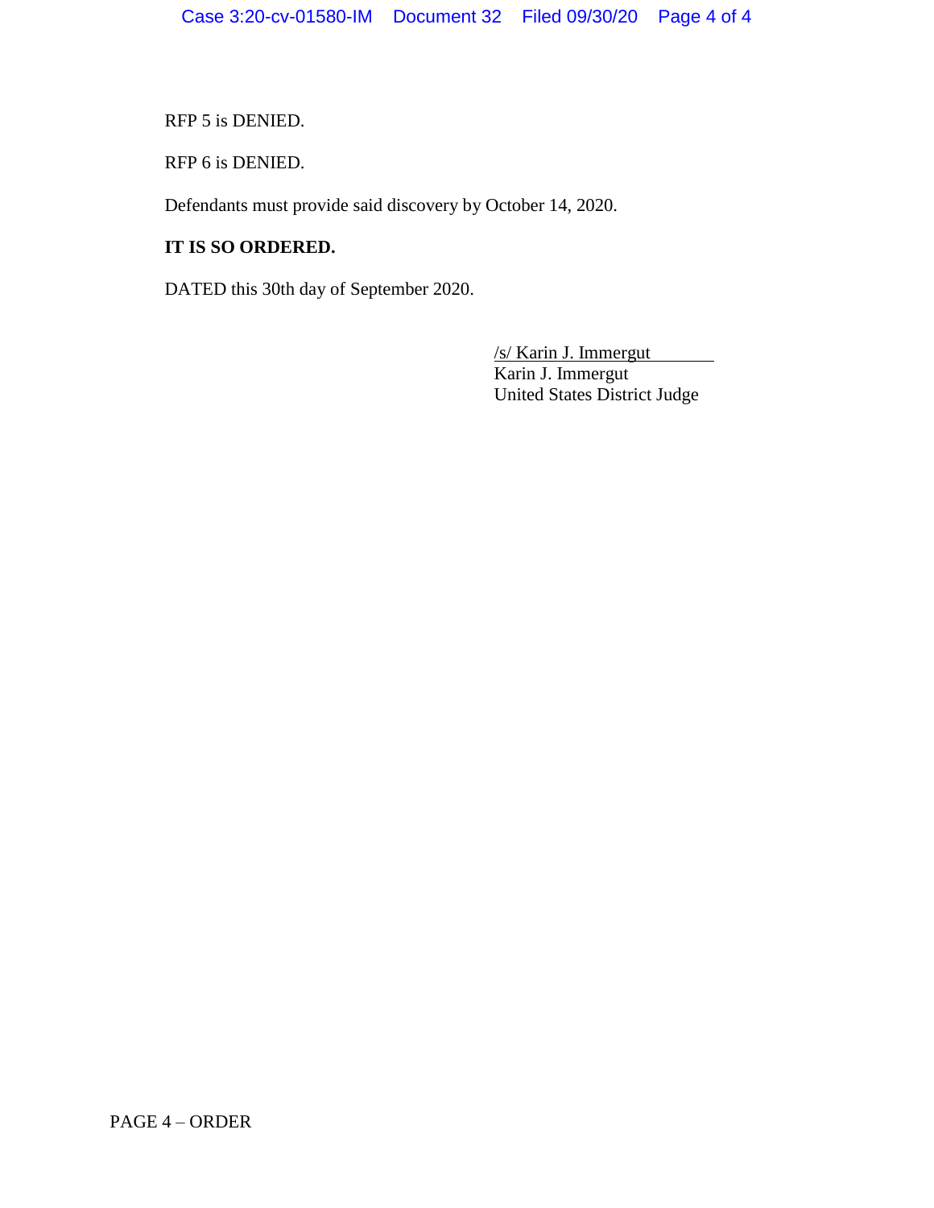RFP 5 is DENIED.

RFP 6 is DENIED.

Defendants must provide said discovery by October 14, 2020.

**IT IS SO ORDERED.**

DATED this 30th day of September 2020.

/s/ Karin J. Immergut  
Karin J. Immergut  
United States District Judge